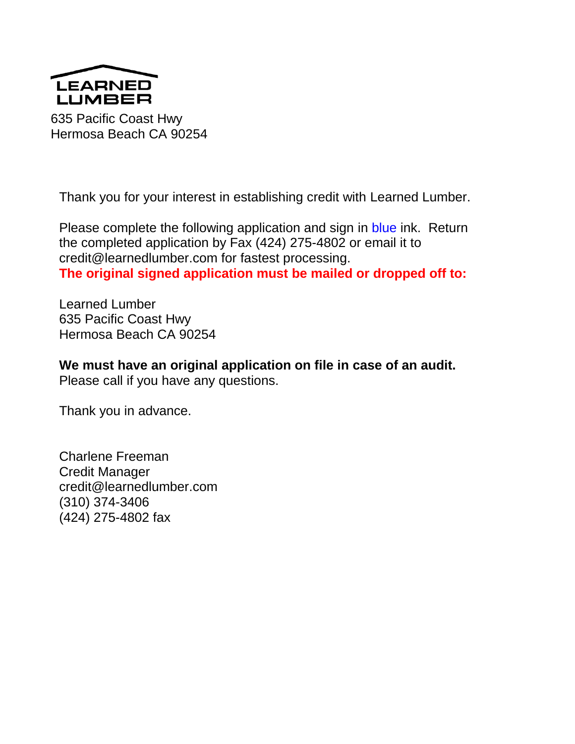**LEARNED LUMBER**

635 Pacific Coast Hwy
Hermosa Beach CA 90254

Thank you for your interest in establishing credit with Learned Lumber.

Please complete the following application and sign in blue ink. Return the completed application by Fax (424) 275-4802 or email it to credit@learnedlumber.com for fastest processing.
**The original signed application must be mailed or dropped off to:**

Learned Lumber
635 Pacific Coast Hwy
Hermosa Beach CA 90254

**We must have an original application on file in case of an audit.**
Please call if you have any questions.

Thank you in advance.

Charlene Freeman
Credit Manager
credit@learnedlumber.com
(310) 374-3406
(424) 275-4802 fax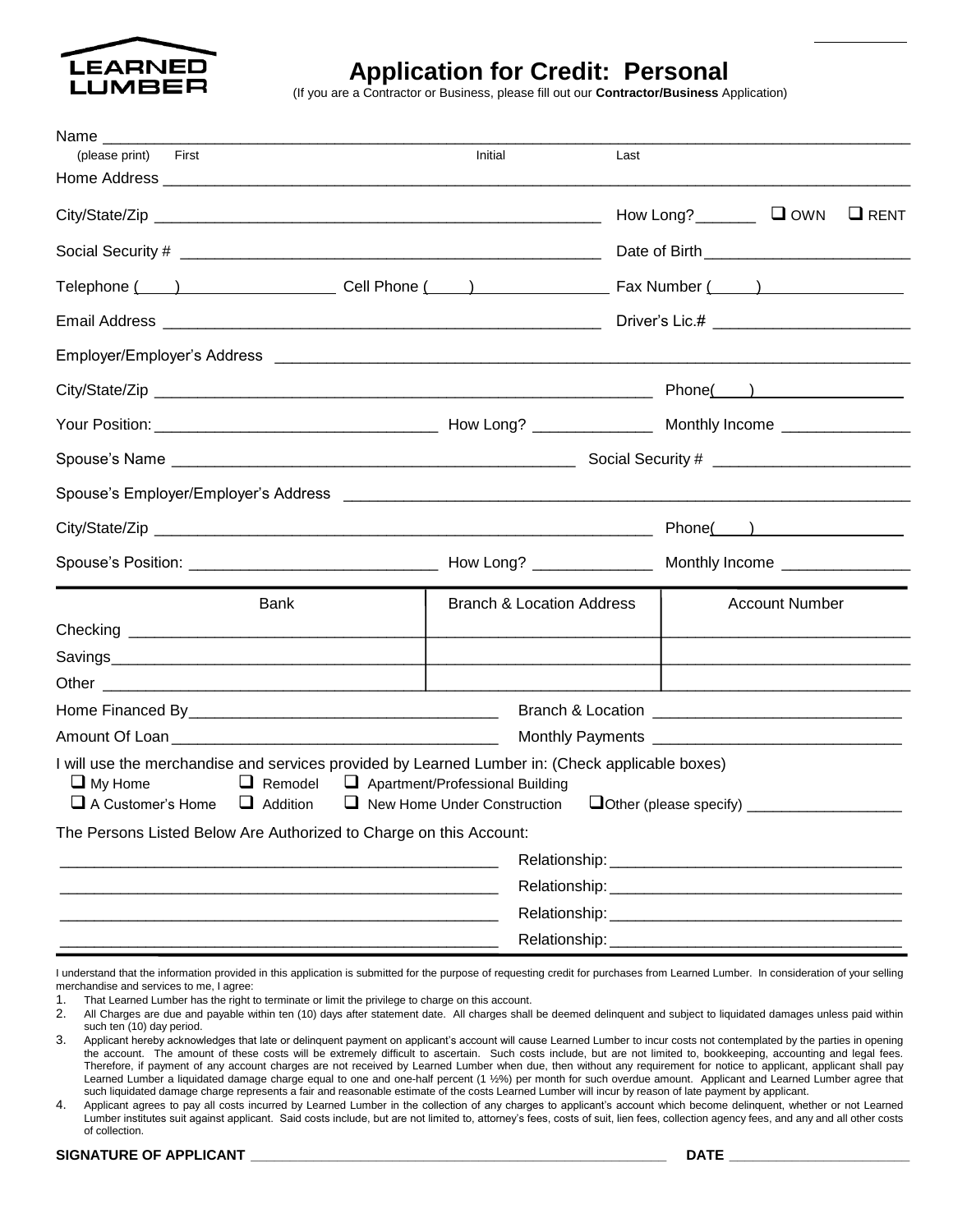LEARNED LUMBER

# Application for Credit: Personal

(If you are a Contractor or Business, please fill out our **Contractor/Business** Application)

Name ____________________________________________________________________________
(please print) First Initial Last

Home Address ____________________________________________________________________

City/State/Zip ______________________________________ How Long? _______ ❑ OWN ❑ RENT

Social Security # ____________________________________ Date of Birth ____________________

Telephone (____) ______________ Cell Phone (____) ______________ Fax Number (____) ______________

Email Address ______________________________________ Driver's Lic.# ____________________

Employer/Employer's Address ______________________________________________________

City/State/Zip ______________________________________________ Phone(____) ______________

Your Position: ________________________ How Long? __________ Monthly Income ____________

Spouse's Name ____________________________________ Social Security # ____________________

Spouse's Employer/Employer's Address ______________________________________________

City/State/Zip ______________________________________________ Phone(____) ______________

Spouse's Position: ______________________ How Long? __________ Monthly Income ____________

| Bank | Branch & Location Address | Account Number |
|---|---|---|
| Checking ______________________ | | |
| Savings ______________________ | | |
| Other ______________________ | | |

Home Financed By ____________________________ Branch & Location ____________________________

Amount Of Loan ____________________________ Monthly Payments ____________________________

I will use the merchandise and services provided by Learned Lumber in: (Check applicable boxes)

❑ My Home ❑ Remodel ❑ Apartment/Professional Building

❑ A Customer's Home ❑ Addition ❑ New Home Under Construction ❑ Other (please specify) ________________

The Persons Listed Below Are Authorized to Charge on this Account:

____________________________________ Relationship: ____________________________

____________________________________ Relationship: ____________________________

____________________________________ Relationship: ____________________________

____________________________________ Relationship: ____________________________

I understand that the information provided in this application is submitted for the purpose of requesting credit for purchases from Learned Lumber. In consideration of your selling merchandise and services to me, I agree:

1. That Learned Lumber has the right to terminate or limit the privilege to charge on this account.
2. All Charges are due and payable within ten (10) days after statement date. All charges shall be deemed delinquent and subject to liquidated damages unless paid within such ten (10) day period.
3. Applicant hereby acknowledges that late or delinquent payment on applicant's account will cause Learned Lumber to incur costs not contemplated by the parties in opening the account. The amount of these costs will be extremely difficult to ascertain. Such costs include, but are not limited to, bookkeeping, accounting and legal fees. Therefore, if payment of any account charges are not received by Learned Lumber when due, then without any requirement for notice to applicant, applicant shall pay Learned Lumber a liquidated damage charge equal to one and one-half percent (1 ½%) per month for such overdue amount. Applicant and Learned Lumber agree that such liquidated damage charge represents a fair and reasonable estimate of the costs Learned Lumber will incur by reason of late payment by applicant.
4. Applicant agrees to pay all costs incurred by Learned Lumber in the collection of any charges to applicant's account which become delinquent, whether or not Learned Lumber institutes suit against applicant. Said costs include, but are not limited to, attorney's fees, costs of suit, lien fees, collection agency fees, and any and all other costs of collection.

**SIGNATURE OF APPLICANT** ________________________________________ **DATE** ____________________